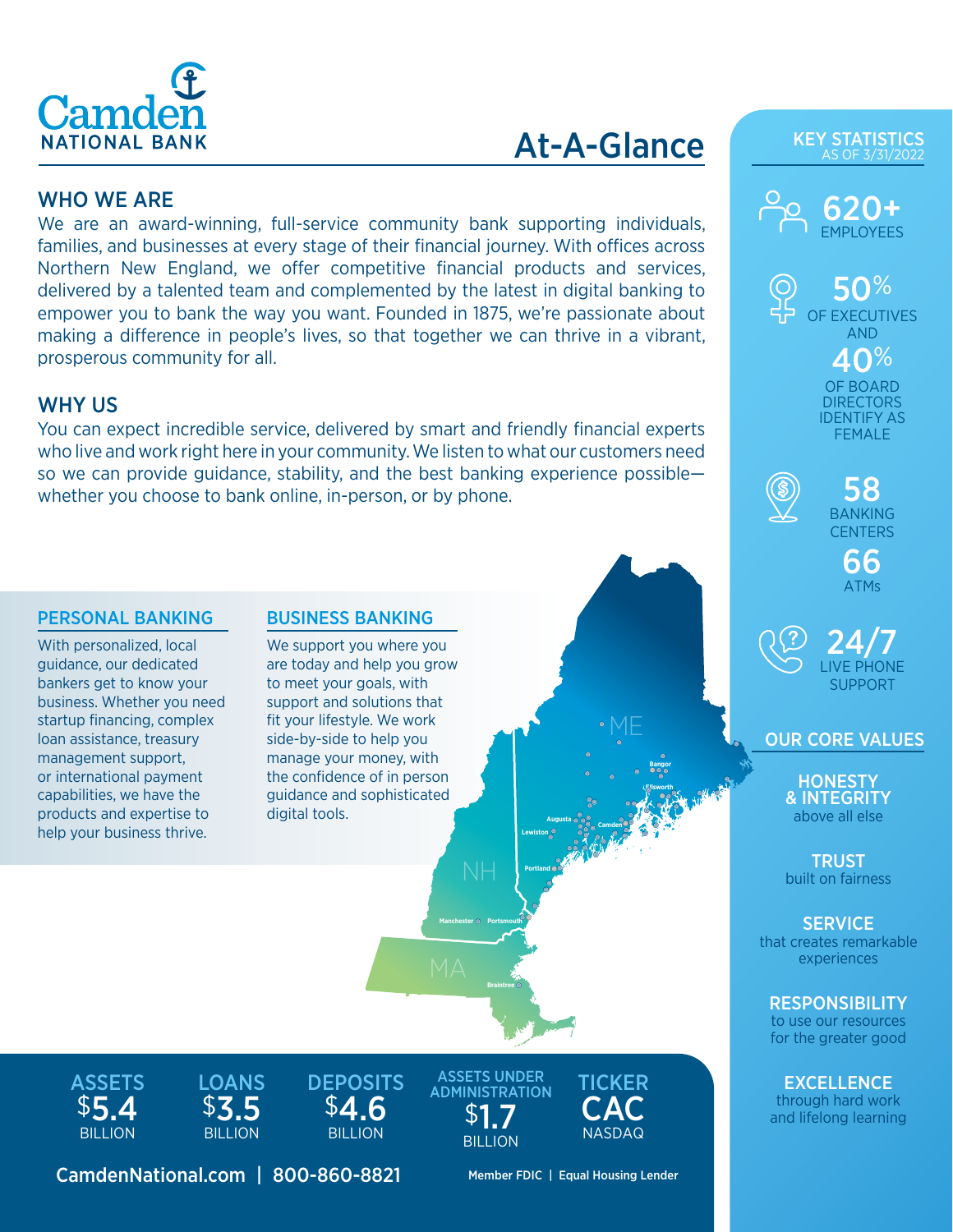# Camden NATIONAL BANK

# At-A-Glance

## WHO WE ARE

We are an award-winning, full-service community bank supporting individuals, families, and businesses at every stage of their financial journey. With offices across Northern New England, we offer competitive financial products and services, delivered by a talented team and complemented by the latest in digital banking to empower you to bank the way you want. Founded in 1875, we're passionate about making a difference in people's lives, so that together we can thrive in a vibrant, prosperous community for all.

## WHY US

You can expect incredible service, delivered by smart and friendly financial experts who live and work right here in your community. We listen to what our customers need so we can provide guidance, stability, and the best banking experience possible—whether you choose to bank online, in-person, or by phone.

### PERSONAL BANKING

With personalized, local guidance, our dedicated bankers get to know your business. Whether you need startup financing, complex loan assistance, treasury management support, or international payment capabilities, we have the products and expertise to help your business thrive.

### BUSINESS BANKING

We support you where you are today and help you grow to meet your goals, with support and solutions that fit your lifestyle. We work side-by-side to help you manage your money, with the confidence of in person guidance and sophisticated digital tools.

ME — Bangor, Ellsworth, Augusta, Camden, Lewiston, Portland
NH — Manchester, Portsmouth
MA — Braintree

**ASSETS** $5.4 BILLION

**LOANS** $3.5 BILLION

**DEPOSITS** $4.6 BILLION

**ASSETS UNDER ADMINISTRATION** $1.7 BILLION

**TICKER** CAC NASDAQ

**CamdenNational.com | 800-860-8821**

Member FDIC | Equal Housing Lender

## KEY STATISTICS
AS OF 3/31/2022

**620+** EMPLOYEES

**50%** OF EXECUTIVES AND **40%** OF BOARD DIRECTORS IDENTIFY AS FEMALE

**58** BANKING CENTERS

**66** ATMs

**24/7** LIVE PHONE SUPPORT

## OUR CORE VALUES

**HONESTY & INTEGRITY**
above all else

**TRUST**
built on fairness

**SERVICE**
that creates remarkable experiences

**RESPONSIBILITY**
to use our resources for the greater good

**EXCELLENCE**
through hard work and lifelong learning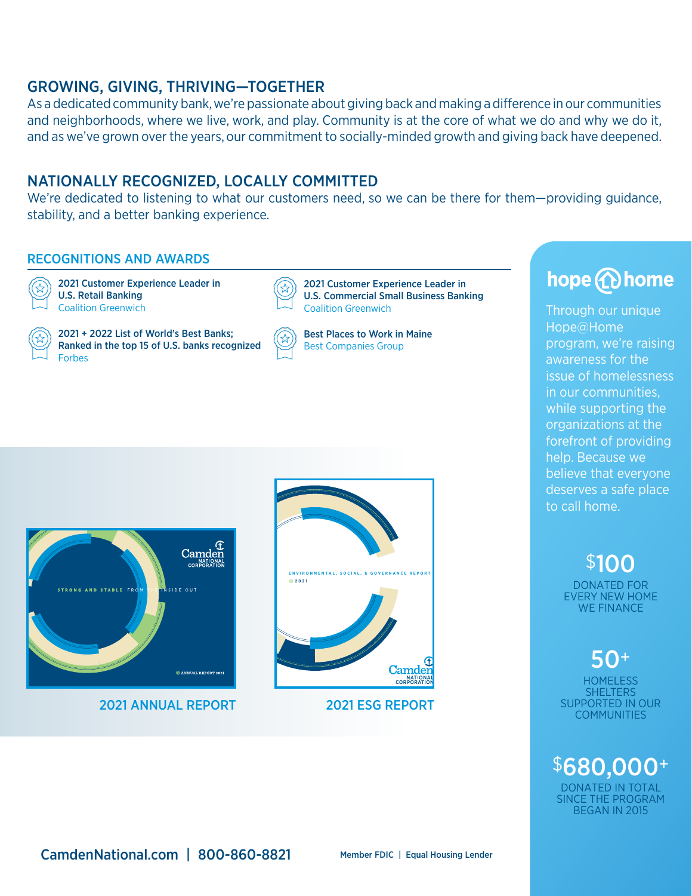## GROWING, GIVING, THRIVING—TOGETHER

As a dedicated community bank, we're passionate about giving back and making a difference in our communities and neighborhoods, where we live, work, and play. Community is at the core of what we do and why we do it, and as we've grown over the years, our commitment to socially-minded growth and giving back have deepened.

## NATIONALLY RECOGNIZED, LOCALLY COMMITTED

We're dedicated to listening to what our customers need, so we can be there for them—providing guidance, stability, and a better banking experience.

### RECOGNITIONS AND AWARDS

- **2021 Customer Experience Leader in U.S. Retail Banking**
  Coalition Greenwich
- **2021 Customer Experience Leader in U.S. Commercial Small Business Banking**
  Coalition Greenwich
- **2021 + 2022 List of World's Best Banks; Ranked in the top 15 of U.S. banks recognized**
  Forbes
- **Best Places to Work in Maine**
  Best Companies Group

2021 ANNUAL REPORT

2021 ESG REPORT

## hope@home

Through our unique Hope@Home program, we're raising awareness for the issue of homelessness in our communities, while supporting the organizations at the forefront of providing help. Because we believe that everyone deserves a safe place to call home.

**$100**
DONATED FOR EVERY NEW HOME WE FINANCE

**50+**
HOMELESS SHELTERS SUPPORTED IN OUR COMMUNITIES

**$680,000+**
DONATED IN TOTAL SINCE THE PROGRAM BEGAN IN 2015

CamdenNational.com | 800-860-8821

Member FDIC | Equal Housing Lender